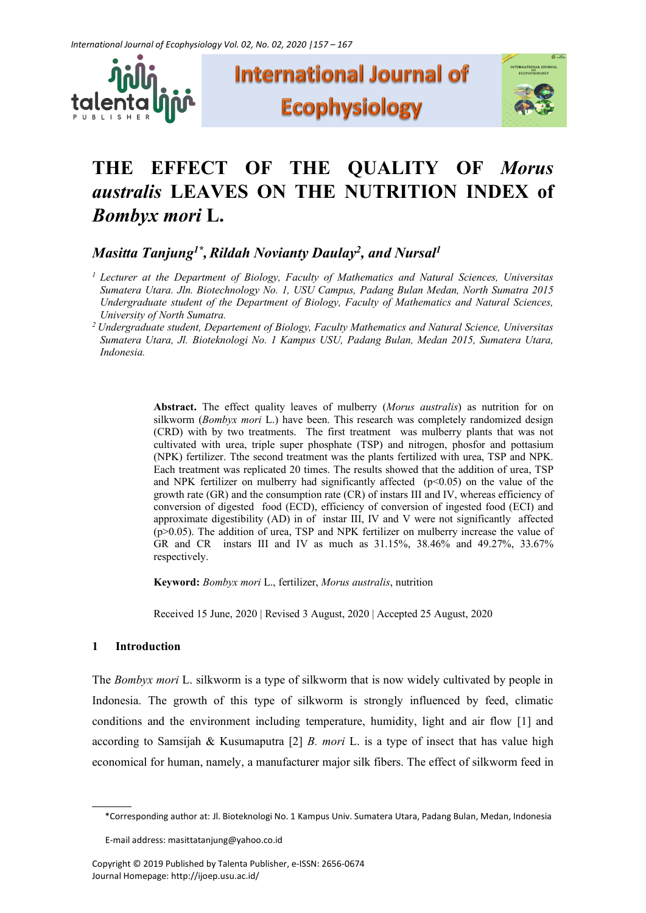# THE EFFECT OF THE QUALITY OF *Morus australis* LEAVES ON THE NUTRITION INDEX of *Bombyx mori* L.

***Masitta Tanjung[1*], Rildah Novianty Daulay[2], and Nursal[1]***

[1] *Lecturer at the Department of Biology, Faculty of Mathematics and Natural Sciences, Universitas Sumatera Utara. Jln. Biotechnology No. 1, USU Campus, Padang Bulan Medan, North Sumatra 2015 Undergraduate student of the Department of Biology, Faculty of Mathematics and Natural Sciences, University of North Sumatra.*

[2] *Undergraduate student, Departement of Biology, Faculty Mathematics and Natural Science, Universitas Sumatera Utara, Jl. Bioteknologi No. 1 Kampus USU, Padang Bulan, Medan 2015, Sumatera Utara, Indonesia.*

**Abstract.** The effect quality leaves of mulberry (*Morus australis*) as nutrition for on silkworm (*Bombyx mori* L.) have been. This research was completely randomized design (CRD) with by two treatments. The first treatment was mulberry plants that was not cultivated with urea, triple super phosphate (TSP) and nitrogen, phosfor and pottasium (NPK) fertilizer. Tthe second treatment was the plants fertilized with urea, TSP and NPK. Each treatment was replicated 20 times. The results showed that the addition of urea, TSP and NPK fertilizer on mulberry had significantly affected ($p<0.05$) on the value of the growth rate (GR) and the consumption rate (CR) of instars III and IV, whereas efficiency of conversion of digested food (ECD), efficiency of conversion of ingested food (ECI) and approximate digestibility (AD) in of instar III, IV and V were not significantly affected ($p>0.05$). The addition of urea, TSP and NPK fertilizer on mulberry increase the value of GR and CR instars III and IV as much as 31.15%, 38.46% and 49.27%, 33.67% respectively.

**Keyword:** *Bombyx mori* L., fertilizer, *Morus australis*, nutrition

Received 15 June, 2020 | Revised 3 August, 2020 | Accepted 25 August, 2020

## 1 Introduction

The *Bombyx mori* L. silkworm is a type of silkworm that is now widely cultivated by people in Indonesia. The growth of this type of silkworm is strongly influenced by feed, climatic conditions and the environment including temperature, humidity, light and air flow [1] and according to Samsijah & Kusumaputra [2] *B. mori* L. is a type of insect that has value high economical for human, namely, a manufacturer major silk fibers. The effect of silkworm feed in

---

*Corresponding author at: Jl. Bioteknologi No. 1 Kampus Univ. Sumatera Utara, Padang Bulan, Medan, Indonesia

E-mail address: masittatanjung@yahoo.co.id

Copyright © 2019 Published by Talenta Publisher, e-ISSN: 2656-0674
Journal Homepage: http://ijoep.usu.ac.id/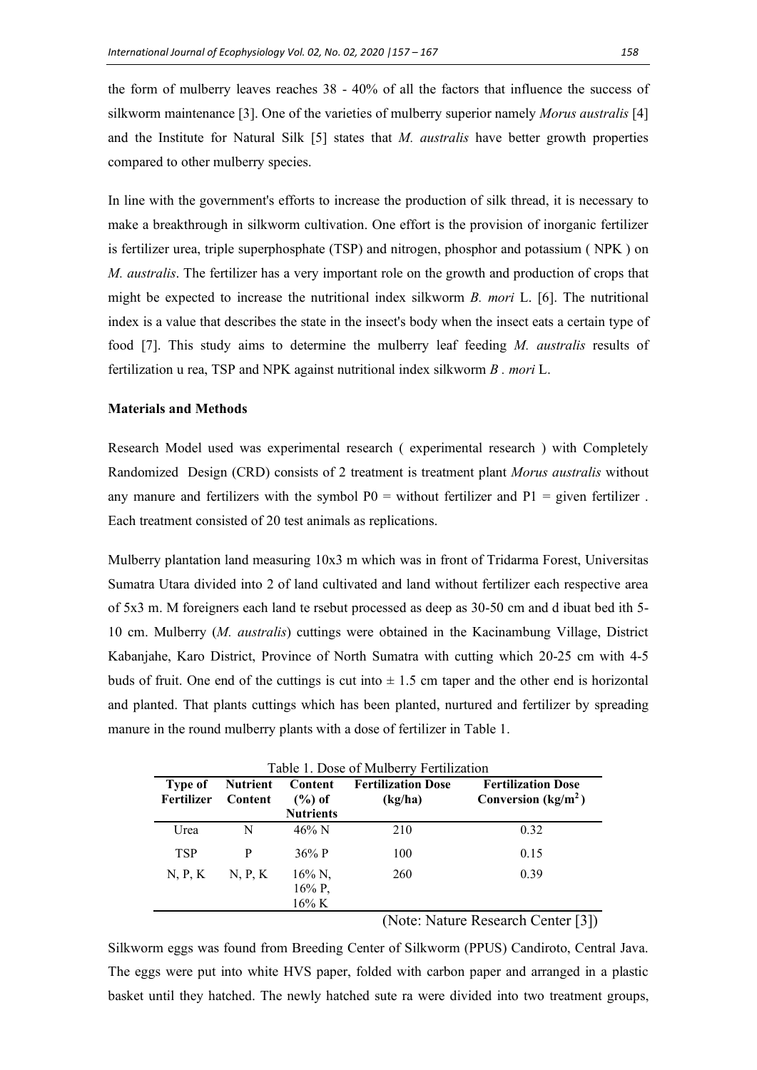the form of mulberry leaves reaches 38 - 40% of all the factors that influence the success of silkworm maintenance [3]. One of the varieties of mulberry superior namely *Morus australis* [4] and the Institute for Natural Silk [5] states that *M. australis* have better growth properties compared to other mulberry species.

In line with the government's efforts to increase the production of silk thread, it is necessary to make a breakthrough in silkworm cultivation. One effort is the provision of inorganic fertilizer is fertilizer urea, triple superphosphate (TSP) and nitrogen, phosphor and potassium ( NPK ) on *M. australis*. The fertilizer has a very important role on the growth and production of crops that might be expected to increase the nutritional index silkworm *B. mori* L. [6]. The nutritional index is a value that describes the state in the insect's body when the insect eats a certain type of food [7]. This study aims to determine the mulberry leaf feeding *M. australis* results of fertilization u rea, TSP and NPK against nutritional index silkworm *B . mori* L.

**Materials and Methods**

Research Model used was experimental research ( experimental research ) with Completely Randomized Design (CRD) consists of 2 treatment is treatment plant *Morus australis* without any manure and fertilizers with the symbol P0 = without fertilizer and P1 = given fertilizer . Each treatment consisted of 20 test animals as replications.

Mulberry plantation land measuring 10x3 m which was in front of Tridarma Forest, Universitas Sumatra Utara divided into 2 of land cultivated and land without fertilizer each respective area of 5x3 m. M foreigners each land te rsebut processed as deep as 30-50 cm and d ibuat bed ith 5-10 cm. Mulberry (*M. australis*) cuttings were obtained in the Kacinambung Village, District Kabanjahe, Karo District, Province of North Sumatra with cutting which 20-25 cm with 4-5 buds of fruit. One end of the cuttings is cut into ± 1.5 cm taper and the other end is horizontal and planted. That plants cuttings which has been planted, nurtured and fertilizer by spreading manure in the round mulberry plants with a dose of fertilizer in Table 1.

Table 1. Dose of Mulberry Fertilization

| Type of Fertilizer | Nutrient Content | Content (%) of Nutrients | Fertilization Dose (kg/ha) | Fertilization Dose Conversion (kg/m$^2$) |
|---|---|---|---|---|
| Urea | N | 46% N | 210 | 0.32 |
| TSP | P | 36% P | 100 | 0.15 |
| N, P, K | N, P, K | 16% N, 16% P, 16% K | 260 | 0.39 |

(Note: Nature Research Center [3])

Silkworm eggs was found from Breeding Center of Silkworm (PPUS) Candiroto, Central Java. The eggs were put into white HVS paper, folded with carbon paper and arranged in a plastic basket until they hatched. The newly hatched sute ra were divided into two treatment groups,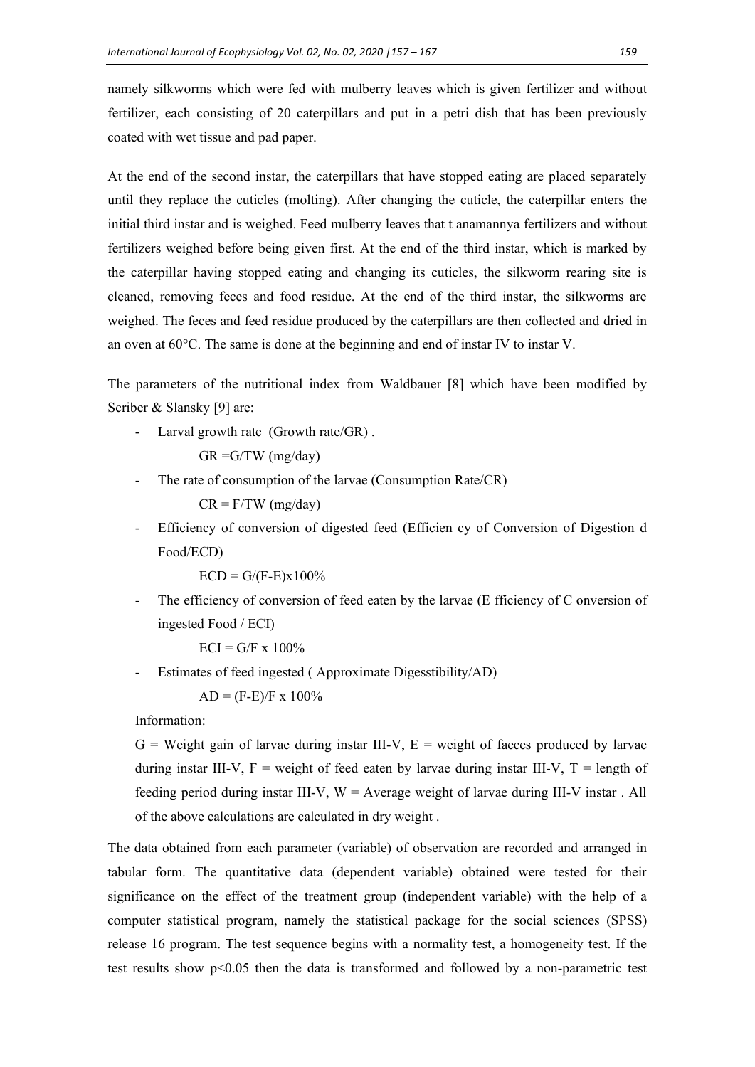namely silkworms which were fed with mulberry leaves which is given fertilizer and without fertilizer, each consisting of 20 caterpillars and put in a petri dish that has been previously coated with wet tissue and pad paper.

At the end of the second instar, the caterpillars that have stopped eating are placed separately until they replace the cuticles (molting). After changing the cuticle, the caterpillar enters the initial third instar and is weighed. Feed mulberry leaves that t anamannya fertilizers and without fertilizers weighed before being given first. At the end of the third instar, which is marked by the caterpillar having stopped eating and changing its cuticles, the silkworm rearing site is cleaned, removing feces and food residue. At the end of the third instar, the silkworms are weighed. The feces and feed residue produced by the caterpillars are then collected and dried in an oven at 60°C. The same is done at the beginning and end of instar IV to instar V.

The parameters of the nutritional index from Waldbauer [8] which have been modified by Scriber & Slansky [9] are:

- Larval growth rate (Growth rate/GR) .

  $GR = G/TW$ (mg/day)

- The rate of consumption of the larvae (Consumption Rate/CR)

  $CR = F/TW$ (mg/day)

- Efficiency of conversion of digested feed (Efficien cy of Conversion of Digestion d Food/ECD)

  $ECD = G/(F-E) x 100\%$

- The efficiency of conversion of feed eaten by the larvae (E fficiency of C onversion of ingested Food / ECI)

  $ECI = G/F \times 100\%$

- Estimates of feed ingested ( Approximate Digesstibility/AD)

  $AD = (F-E)/F \times 100\%$

Information:

G = Weight gain of larvae during instar III-V, E = weight of faeces produced by larvae during instar III-V, F = weight of feed eaten by larvae during instar III-V, T = length of feeding period during instar III-V, W = Average weight of larvae during III-V instar . All of the above calculations are calculated in dry weight .

The data obtained from each parameter (variable) of observation are recorded and arranged in tabular form. The quantitative data (dependent variable) obtained were tested for their significance on the effect of the treatment group (independent variable) with the help of a computer statistical program, namely the statistical package for the social sciences (SPSS) release 16 program. The test sequence begins with a normality test, a homogeneity test. If the test results show $p<0.05$ then the data is transformed and followed by a non-parametric test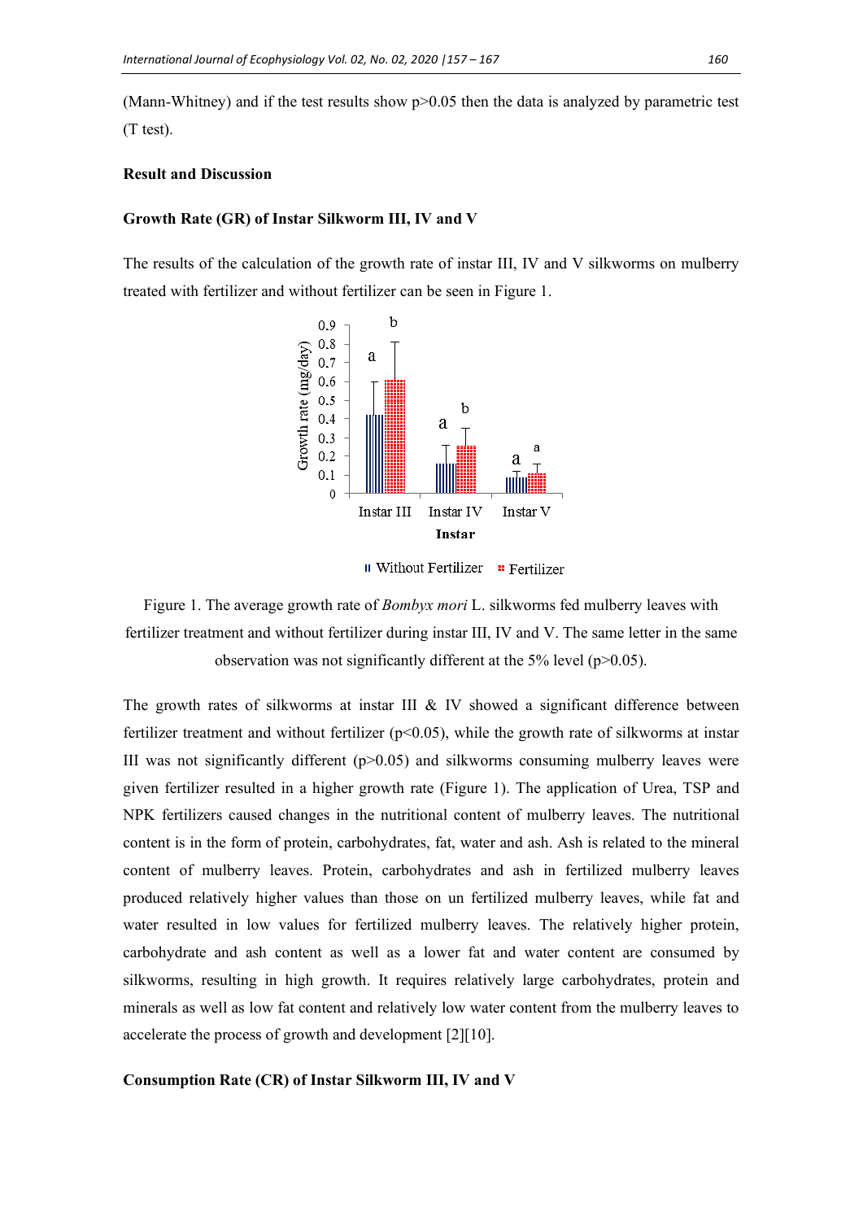(Mann-Whitney) and if the test results show $p>0.05$ then the data is analyzed by parametric test (T test).

**Result and Discussion**

**Growth Rate (GR) of Instar Silkworm III, IV and V**

The results of the calculation of the growth rate of instar III, IV and V silkworms on mulberry treated with fertilizer and without fertilizer can be seen in Figure 1.

Figure 1. The average growth rate of *Bombyx mori* L. silkworms fed mulberry leaves with fertilizer treatment and without fertilizer during instar III, IV and V. The same letter in the same observation was not significantly different at the 5% level ($p>0.05$).

The growth rates of silkworms at instar III & IV showed a significant difference between fertilizer treatment and without fertilizer ($p<0.05$), while the growth rate of silkworms at instar III was not significantly different ($p>0.05$) and silkworms consuming mulberry leaves were given fertilizer resulted in a higher growth rate (Figure 1). The application of Urea, TSP and NPK fertilizers caused changes in the nutritional content of mulberry leaves. The nutritional content is in the form of protein, carbohydrates, fat, water and ash. Ash is related to the mineral content of mulberry leaves. Protein, carbohydrates and ash in fertilized mulberry leaves produced relatively higher values than those on un fertilized mulberry leaves, while fat and water resulted in low values for fertilized mulberry leaves. The relatively higher protein, carbohydrate and ash content as well as a lower fat and water content are consumed by silkworms, resulting in high growth. It requires relatively large carbohydrates, protein and minerals as well as low fat content and relatively low water content from the mulberry leaves to accelerate the process of growth and development [2][10].

**Consumption Rate (CR) of Instar Silkworm III, IV and V**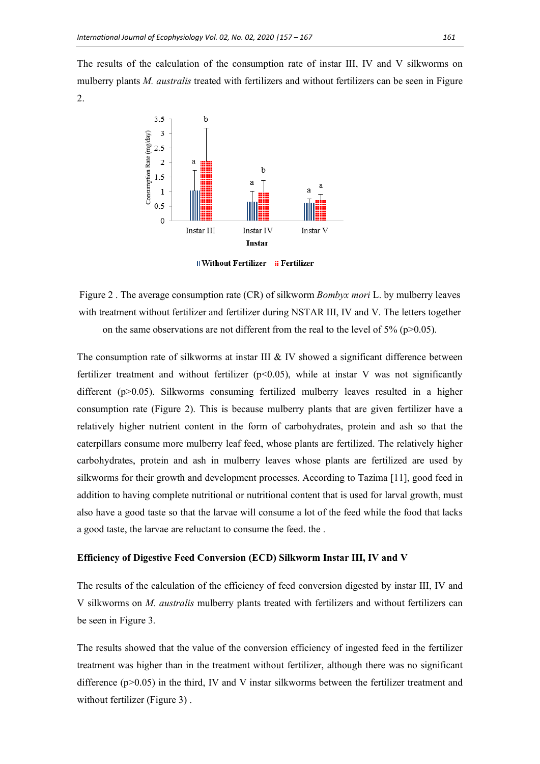The results of the calculation of the consumption rate of instar III, IV and V silkworms on mulberry plants *M. australis* treated with fertilizers and without fertilizers can be seen in Figure 2.

Figure 2 . The average consumption rate (CR) of silkworm *Bombyx mori* L. by mulberry leaves with treatment without fertilizer and fertilizer during NSTAR III, IV and V. The letters together on the same observations are not different from the real to the level of 5% ($p>0.05$).

The consumption rate of silkworms at instar III & IV showed a significant difference between fertilizer treatment and without fertilizer ($p<0.05$), while at instar V was not significantly different ($p>0.05$). Silkworms consuming fertilized mulberry leaves resulted in a higher consumption rate (Figure 2). This is because mulberry plants that are given fertilizer have a relatively higher nutrient content in the form of carbohydrates, protein and ash so that the caterpillars consume more mulberry leaf feed, whose plants are fertilized. The relatively higher carbohydrates, protein and ash in mulberry leaves whose plants are fertilized are used by silkworms for their growth and development processes. According to Tazima [11], good feed in addition to having complete nutritional or nutritional content that is used for larval growth, must also have a good taste so that the larvae will consume a lot of the feed while the food that lacks a good taste, the larvae are reluctant to consume the feed. the .

**Efficiency of Digestive Feed Conversion (ECD) Silkworm Instar III, IV and V**

The results of the calculation of the efficiency of feed conversion digested by instar III, IV and V silkworms on *M. australis* mulberry plants treated with fertilizers and without fertilizers can be seen in Figure 3.

The results showed that the value of the conversion efficiency of ingested feed in the fertilizer treatment was higher than in the treatment without fertilizer, although there was no significant difference ($p>0.05$) in the third, IV and V instar silkworms between the fertilizer treatment and without fertilizer (Figure 3) .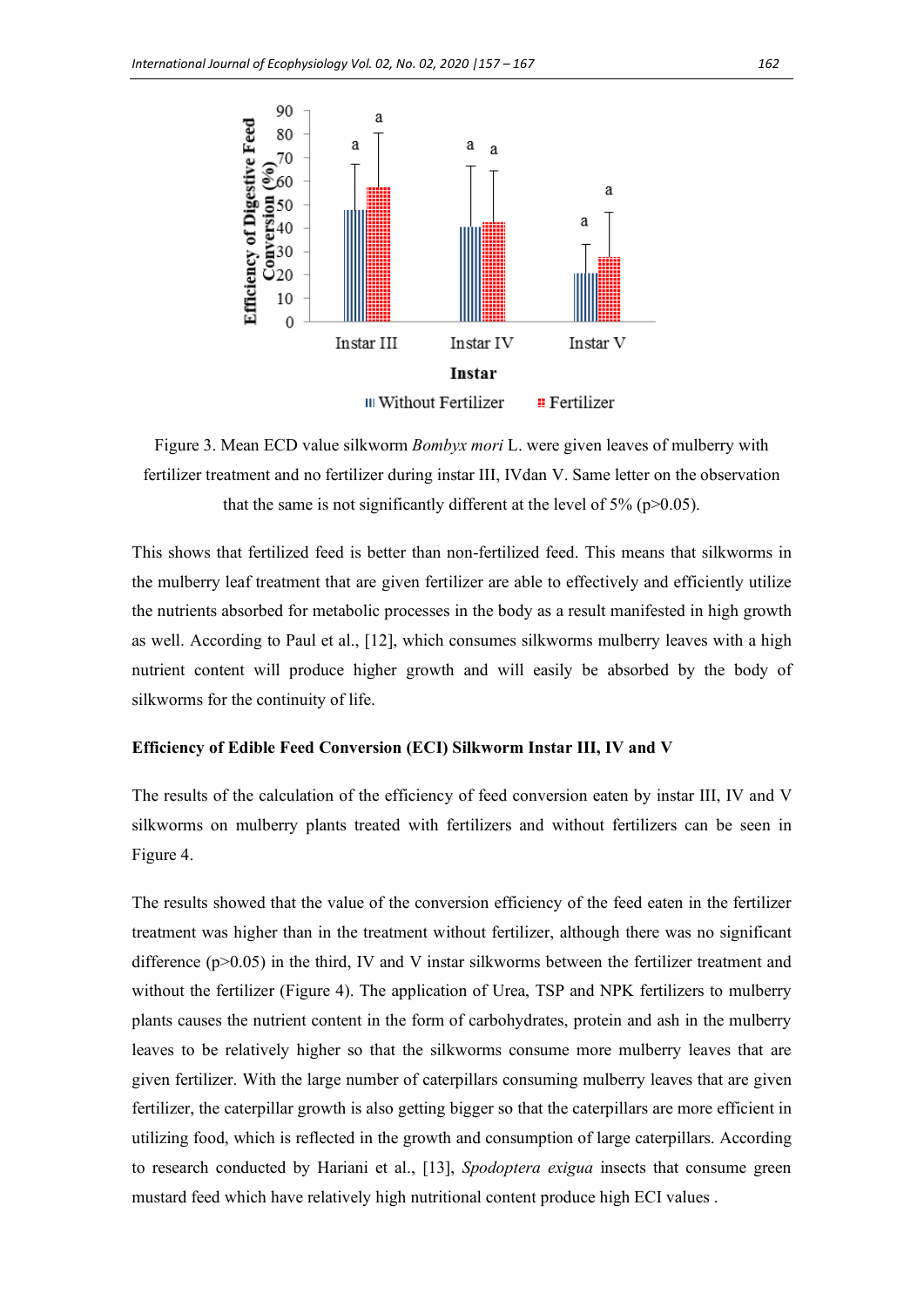Figure 3. Mean ECD value silkworm *Bombyx mori* L. were given leaves of mulberry with fertilizer treatment and no fertilizer during instar III, IVdan V. Same letter on the observation that the same is not significantly different at the level of 5% ($p>0.05$).

This shows that fertilized feed is better than non-fertilized feed. This means that silkworms in the mulberry leaf treatment that are given fertilizer are able to effectively and efficiently utilize the nutrients absorbed for metabolic processes in the body as a result manifested in high growth as well. According to Paul et al., [12], which consumes silkworms mulberry leaves with a high nutrient content will produce higher growth and will easily be absorbed by the body of silkworms for the continuity of life.

**Efficiency of Edible Feed Conversion (ECI) Silkworm Instar III, IV and V**

The results of the calculation of the efficiency of feed conversion eaten by instar III, IV and V silkworms on mulberry plants treated with fertilizers and without fertilizers can be seen in Figure 4.

The results showed that the value of the conversion efficiency of the feed eaten in the fertilizer treatment was higher than in the treatment without fertilizer, although there was no significant difference ($p>0.05$) in the third, IV and V instar silkworms between the fertilizer treatment and without the fertilizer (Figure 4). The application of Urea, TSP and NPK fertilizers to mulberry plants causes the nutrient content in the form of carbohydrates, protein and ash in the mulberry leaves to be relatively higher so that the silkworms consume more mulberry leaves that are given fertilizer. With the large number of caterpillars consuming mulberry leaves that are given fertilizer, the caterpillar growth is also getting bigger so that the caterpillars are more efficient in utilizing food, which is reflected in the growth and consumption of large caterpillars. According to research conducted by Hariani et al., [13], *Spodoptera exigua* insects that consume green mustard feed which have relatively high nutritional content produce high ECI values .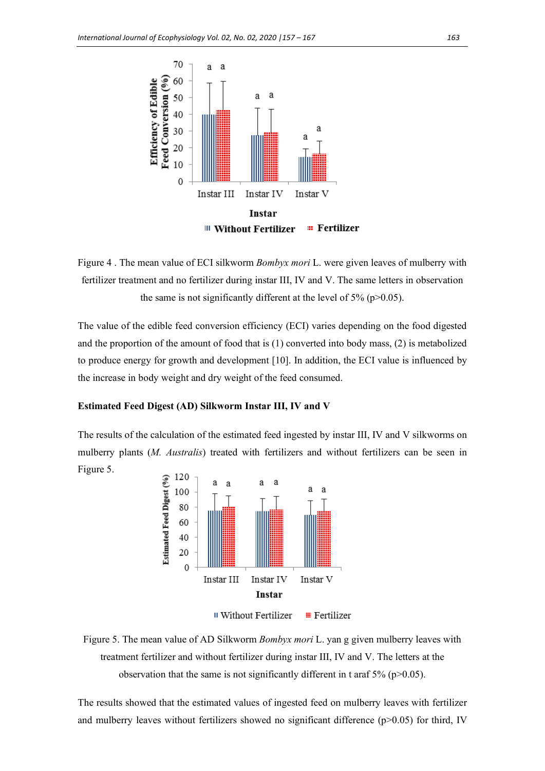Figure 4 . The mean value of ECI silkworm *Bombyx mori* L. were given leaves of mulberry with fertilizer treatment and no fertilizer during instar III, IV and V. The same letters in observation the same is not significantly different at the level of 5% ($p>0.05$).

The value of the edible feed conversion efficiency (ECI) varies depending on the food digested and the proportion of the amount of food that is (1) converted into body mass, (2) is metabolized to produce energy for growth and development [10]. In addition, the ECI value is influenced by the increase in body weight and dry weight of the feed consumed.

**Estimated Feed Digest (AD) Silkworm Instar III, IV and V**

The results of the calculation of the estimated feed ingested by instar III, IV and V silkworms on mulberry plants (*M. Australis*) treated with fertilizers and without fertilizers can be seen in Figure 5.

Figure 5. The mean value of AD Silkworm *Bombyx mori* L. yan g given mulberry leaves with treatment fertilizer and without fertilizer during instar III, IV and V. The letters at the observation that the same is not significantly different in t araf 5% ($p>0.05$).

The results showed that the estimated values of ingested feed on mulberry leaves with fertilizer and mulberry leaves without fertilizers showed no significant difference ($p>0.05$) for third, IV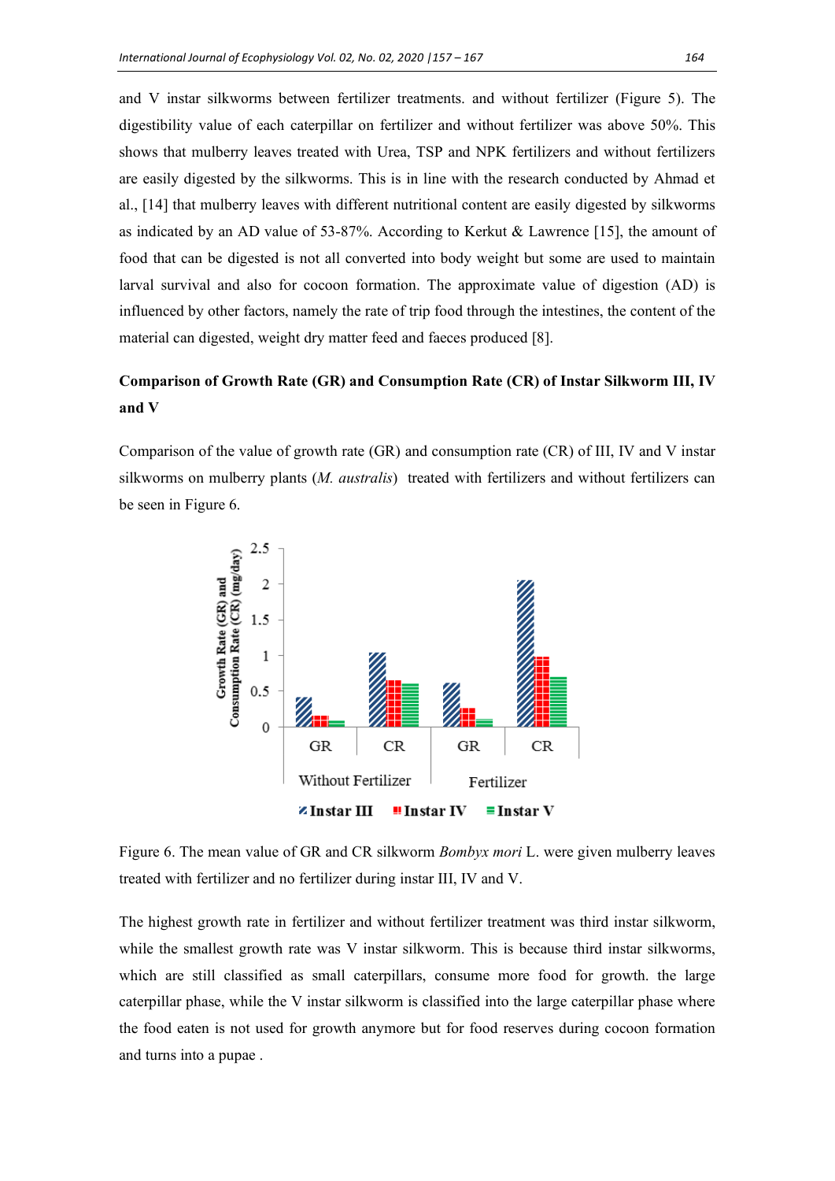and V instar silkworms between fertilizer treatments. and without fertilizer (Figure 5). The digestibility value of each caterpillar on fertilizer and without fertilizer was above 50%. This shows that mulberry leaves treated with Urea, TSP and NPK fertilizers and without fertilizers are easily digested by the silkworms. This is in line with the research conducted by Ahmad et al., [14] that mulberry leaves with different nutritional content are easily digested by silkworms as indicated by an AD value of 53-87%. According to Kerkut & Lawrence [15], the amount of food that can be digested is not all converted into body weight but some are used to maintain larval survival and also for cocoon formation. The approximate value of digestion (AD) is influenced by other factors, namely the rate of trip food through the intestines, the content of the material can digested, weight dry matter feed and faeces produced [8].

**Comparison of Growth Rate (GR) and Consumption Rate (CR) of Instar Silkworm III, IV and V**

Comparison of the value of growth rate (GR) and consumption rate (CR) of III, IV and V instar silkworms on mulberry plants (*M. australis*) treated with fertilizers and without fertilizers can be seen in Figure 6.

Figure 6. The mean value of GR and CR silkworm *Bombyx mori* L. were given mulberry leaves treated with fertilizer and no fertilizer during instar III, IV and V.

The highest growth rate in fertilizer and without fertilizer treatment was third instar silkworm, while the smallest growth rate was V instar silkworm. This is because third instar silkworms, which are still classified as small caterpillars, consume more food for growth. the large caterpillar phase, while the V instar silkworm is classified into the large caterpillar phase where the food eaten is not used for growth anymore but for food reserves during cocoon formation and turns into a pupae .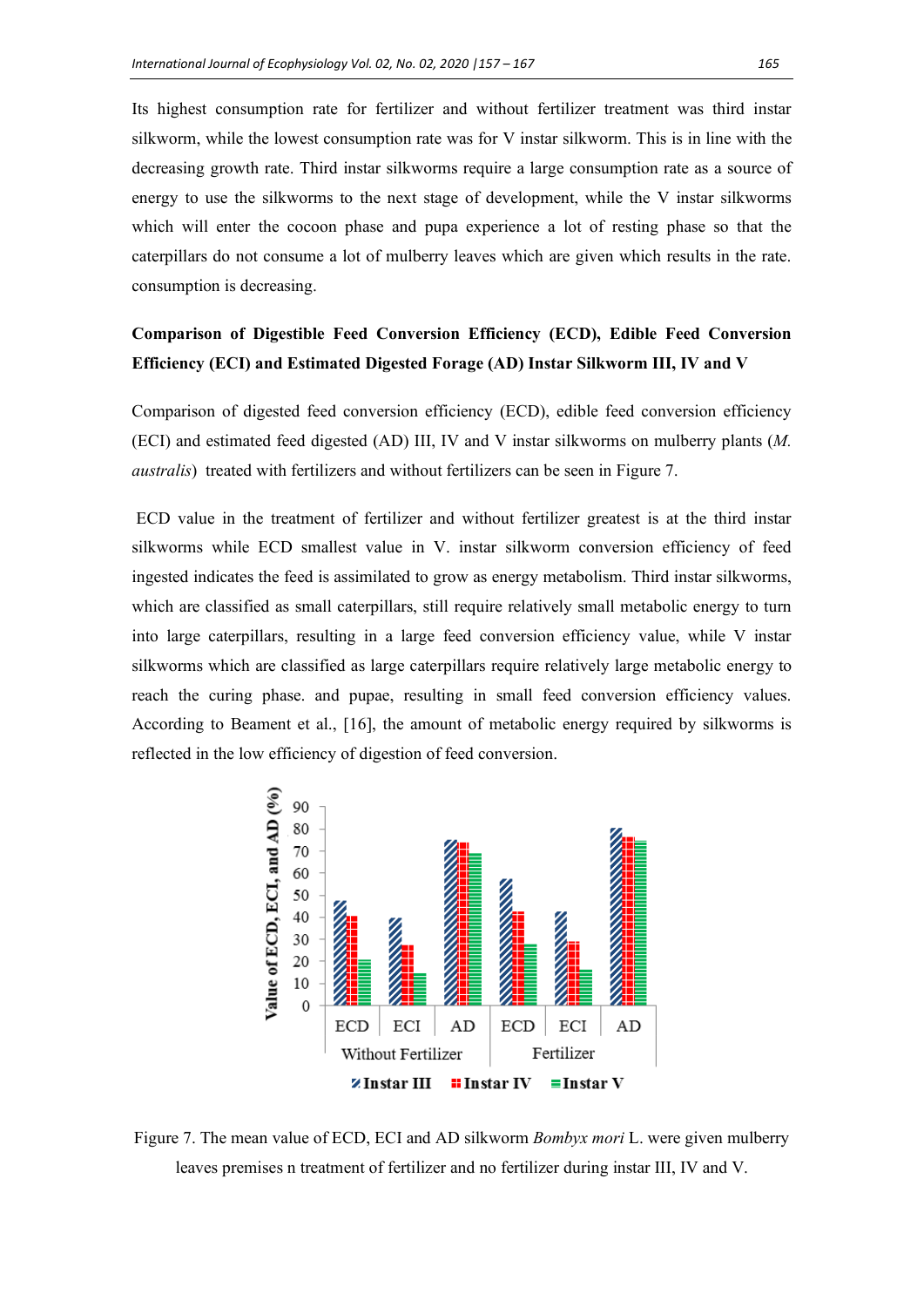Its highest consumption rate for fertilizer and without fertilizer treatment was third instar silkworm, while the lowest consumption rate was for V instar silkworm. This is in line with the decreasing growth rate. Third instar silkworms require a large consumption rate as a source of energy to use the silkworms to the next stage of development, while the V instar silkworms which will enter the cocoon phase and pupa experience a lot of resting phase so that the caterpillars do not consume a lot of mulberry leaves which are given which results in the rate. consumption is decreasing.

**Comparison of Digestible Feed Conversion Efficiency (ECD), Edible Feed Conversion Efficiency (ECI) and Estimated Digested Forage (AD) Instar Silkworm III, IV and V**

Comparison of digested feed conversion efficiency (ECD), edible feed conversion efficiency (ECI) and estimated feed digested (AD) III, IV and V instar silkworms on mulberry plants (*M. australis*) treated with fertilizers and without fertilizers can be seen in Figure 7.

ECD value in the treatment of fertilizer and without fertilizer greatest is at the third instar silkworms while ECD smallest value in V. instar silkworm conversion efficiency of feed ingested indicates the feed is assimilated to grow as energy metabolism. Third instar silkworms, which are classified as small caterpillars, still require relatively small metabolic energy to turn into large caterpillars, resulting in a large feed conversion efficiency value, while V instar silkworms which are classified as large caterpillars require relatively large metabolic energy to reach the curing phase. and pupae, resulting in small feed conversion efficiency values. According to Beament et al., [16], the amount of metabolic energy required by silkworms is reflected in the low efficiency of digestion of feed conversion.

Figure 7. The mean value of ECD, ECI and AD silkworm *Bombyx mori* L. were given mulberry leaves premises n treatment of fertilizer and no fertilizer during instar III, IV and V.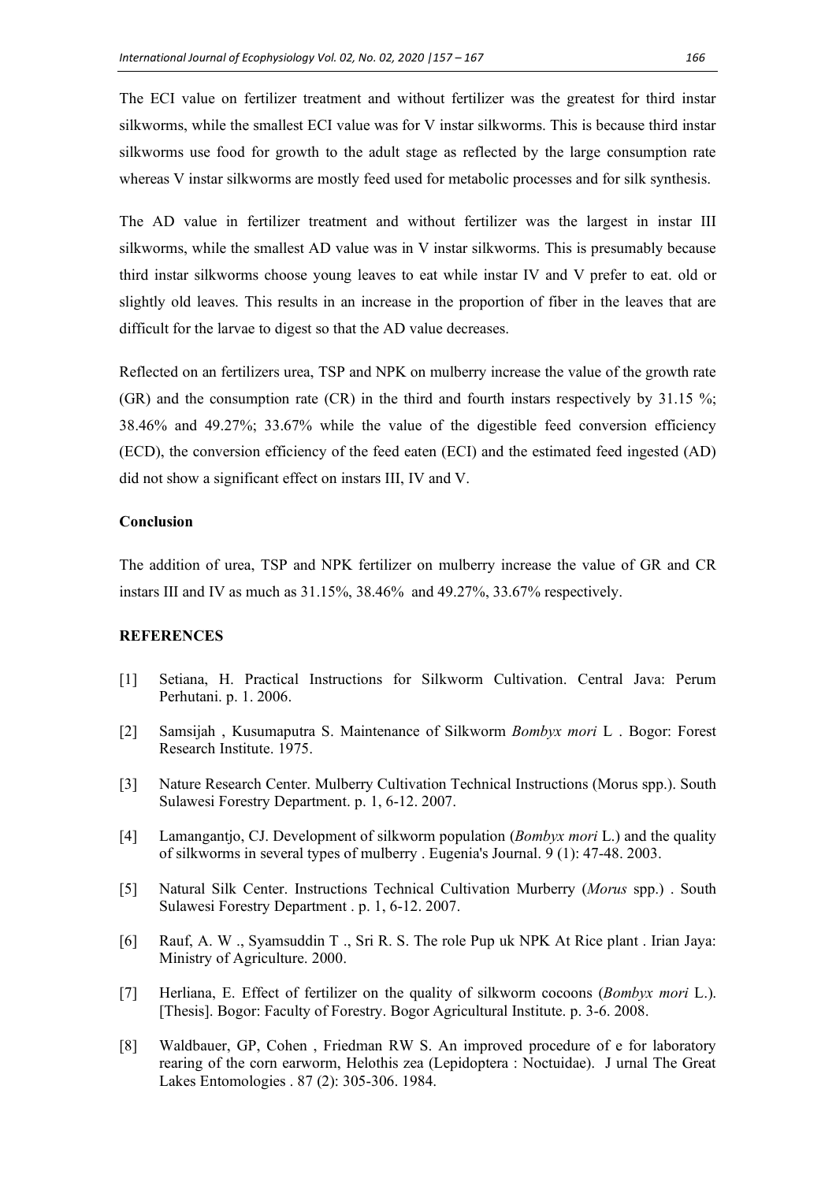The ECI value on fertilizer treatment and without fertilizer was the greatest for third instar silkworms, while the smallest ECI value was for V instar silkworms. This is because third instar silkworms use food for growth to the adult stage as reflected by the large consumption rate whereas V instar silkworms are mostly feed used for metabolic processes and for silk synthesis.

The AD value in fertilizer treatment and without fertilizer was the largest in instar III silkworms, while the smallest AD value was in V instar silkworms. This is presumably because third instar silkworms choose young leaves to eat while instar IV and V prefer to eat. old or slightly old leaves. This results in an increase in the proportion of fiber in the leaves that are difficult for the larvae to digest so that the AD value decreases.

Reflected on an fertilizers urea, TSP and NPK on mulberry increase the value of the growth rate (GR) and the consumption rate (CR) in the third and fourth instars respectively by 31.15 %; 38.46% and 49.27%; 33.67% while the value of the digestible feed conversion efficiency (ECD), the conversion efficiency of the feed eaten (ECI) and the estimated feed ingested (AD) did not show a significant effect on instars III, IV and V.

**Conclusion**

The addition of urea, TSP and NPK fertilizer on mulberry increase the value of GR and CR instars III and IV as much as 31.15%, 38.46% and 49.27%, 33.67% respectively.

**REFERENCES**

[1] Setiana, H. Practical Instructions for Silkworm Cultivation. Central Java: Perum Perhutani. p. 1. 2006.

[2] Samsijah , Kusumaputra S. Maintenance of Silkworm *Bombyx mori* L . Bogor: Forest Research Institute. 1975.

[3] Nature Research Center. Mulberry Cultivation Technical Instructions (Morus spp.). South Sulawesi Forestry Department. p. 1, 6-12. 2007.

[4] Lamangantjo, CJ. Development of silkworm population (*Bombyx mori* L.) and the quality of silkworms in several types of mulberry . Eugenia's Journal. 9 (1): 47-48. 2003.

[5] Natural Silk Center. Instructions Technical Cultivation Murberry (*Morus* spp.) . South Sulawesi Forestry Department . p. 1, 6-12. 2007.

[6] Rauf, A. W ., Syamsuddin T ., Sri R. S. The role Pup uk NPK At Rice plant . Irian Jaya: Ministry of Agriculture. 2000.

[7] Herliana, E. Effect of fertilizer on the quality of silkworm cocoons (*Bombyx mori* L.). [Thesis]. Bogor: Faculty of Forestry. Bogor Agricultural Institute. p. 3-6. 2008.

[8] Waldbauer, GP, Cohen , Friedman RW S. An improved procedure of e for laboratory rearing of the corn earworm, Helothis zea (Lepidoptera : Noctuidae). J urnal The Great Lakes Entomologies . 87 (2): 305-306. 1984.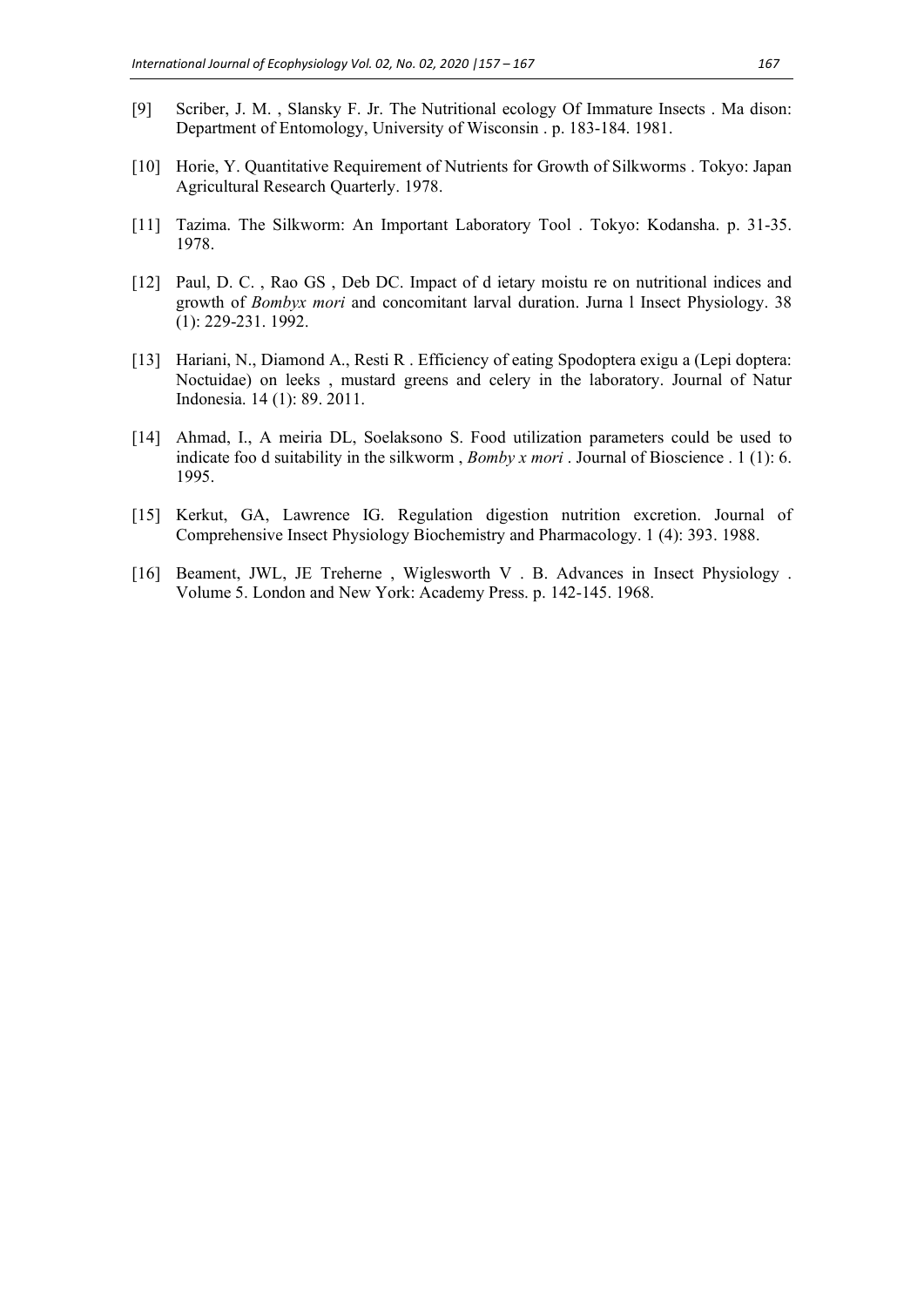[9] Scriber, J. M. , Slansky F. Jr. The Nutritional ecology Of Immature Insects . Ma dison: Department of Entomology, University of Wisconsin . p. 183-184. 1981.

[10] Horie, Y. Quantitative Requirement of Nutrients for Growth of Silkworms . Tokyo: Japan Agricultural Research Quarterly. 1978.

[11] Tazima. The Silkworm: An Important Laboratory Tool . Tokyo: Kodansha. p. 31-35. 1978.

[12] Paul, D. C. , Rao GS , Deb DC. Impact of d ietary moistu re on nutritional indices and growth of *Bombyx mori* and concomitant larval duration. Jurna l Insect Physiology. 38 (1): 229-231. 1992.

[13] Hariani, N., Diamond A., Resti R . Efficiency of eating Spodoptera exigu a (Lepi doptera: Noctuidae) on leeks , mustard greens and celery in the laboratory. Journal of Natur Indonesia. 14 (1): 89. 2011.

[14] Ahmad, I., A meiria DL, Soelaksono S. Food utilization parameters could be used to indicate foo d suitability in the silkworm , *Bomby x mori* . Journal of Bioscience . 1 (1): 6. 1995.

[15] Kerkut, GA, Lawrence IG. Regulation digestion nutrition excretion. Journal of Comprehensive Insect Physiology Biochemistry and Pharmacology. 1 (4): 393. 1988.

[16] Beament, JWL, JE Treherne , Wiglesworth V . B. Advances in Insect Physiology . Volume 5. London and New York: Academy Press. p. 142-145. 1968.